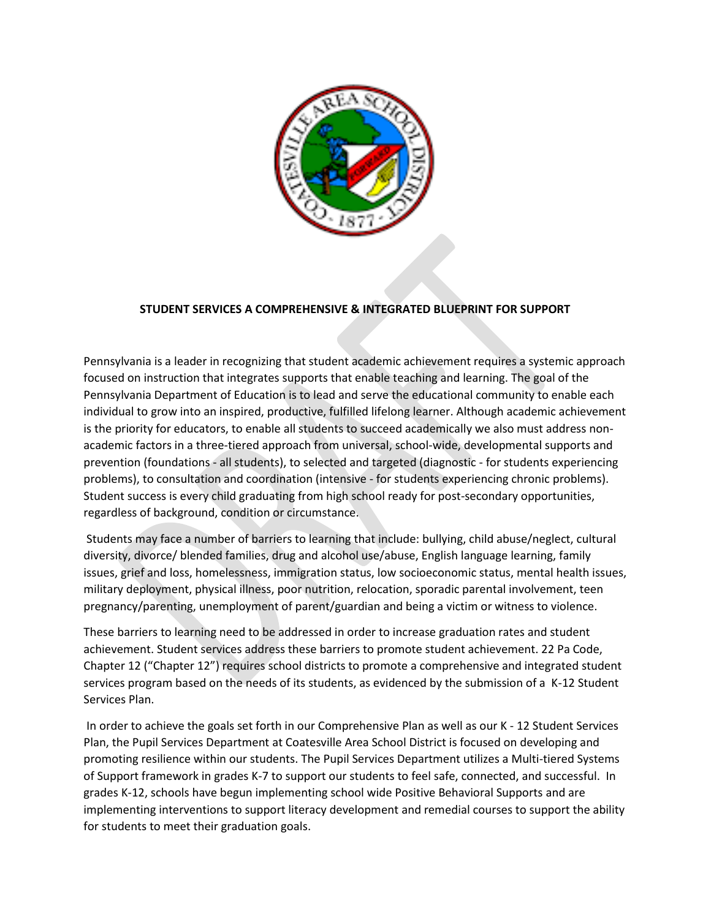# STUDENT SERVICES A COMPREHENSIVE & INTEGRATED BLUEPRINT FOR SUPPORT

Pennsylvania is a leader in recognizing that student academic achievement requires a systemic approach focused on instruction that integrates supports that enable teaching and learning. The goal of the Pennsylvania Department of Education is to lead and serve the educational community to enable each individual to grow into an inspired, productive, fulfilled lifelong learner. Although academic achievement is the priority for educators, to enable all students to succeed academically we also must address non-academic factors in a three-tiered approach from universal, school-wide, developmental supports and prevention (foundations - all students), to selected and targeted (diagnostic - for students experiencing problems), to consultation and coordination (intensive - for students experiencing chronic problems). Student success is every child graduating from high school ready for post-secondary opportunities, regardless of background, condition or circumstance.

Students may face a number of barriers to learning that include: bullying, child abuse/neglect, cultural diversity, divorce/ blended families, drug and alcohol use/abuse, English language learning, family issues, grief and loss, homelessness, immigration status, low socioeconomic status, mental health issues, military deployment, physical illness, poor nutrition, relocation, sporadic parental involvement, teen pregnancy/parenting, unemployment of parent/guardian and being a victim or witness to violence.

These barriers to learning need to be addressed in order to increase graduation rates and student achievement. Student services address these barriers to promote student achievement. 22 Pa Code, Chapter 12 ("Chapter 12") requires school districts to promote a comprehensive and integrated student services program based on the needs of its students, as evidenced by the submission of a K-12 Student Services Plan.

In order to achieve the goals set forth in our Comprehensive Plan as well as our K - 12 Student Services Plan, the Pupil Services Department at Coatesville Area School District is focused on developing and promoting resilience within our students. The Pupil Services Department utilizes a Multi-tiered Systems of Support framework in grades K-7 to support our students to feel safe, connected, and successful. In grades K-12, schools have begun implementing school wide Positive Behavioral Supports and are implementing interventions to support literacy development and remedial courses to support the ability for students to meet their graduation goals.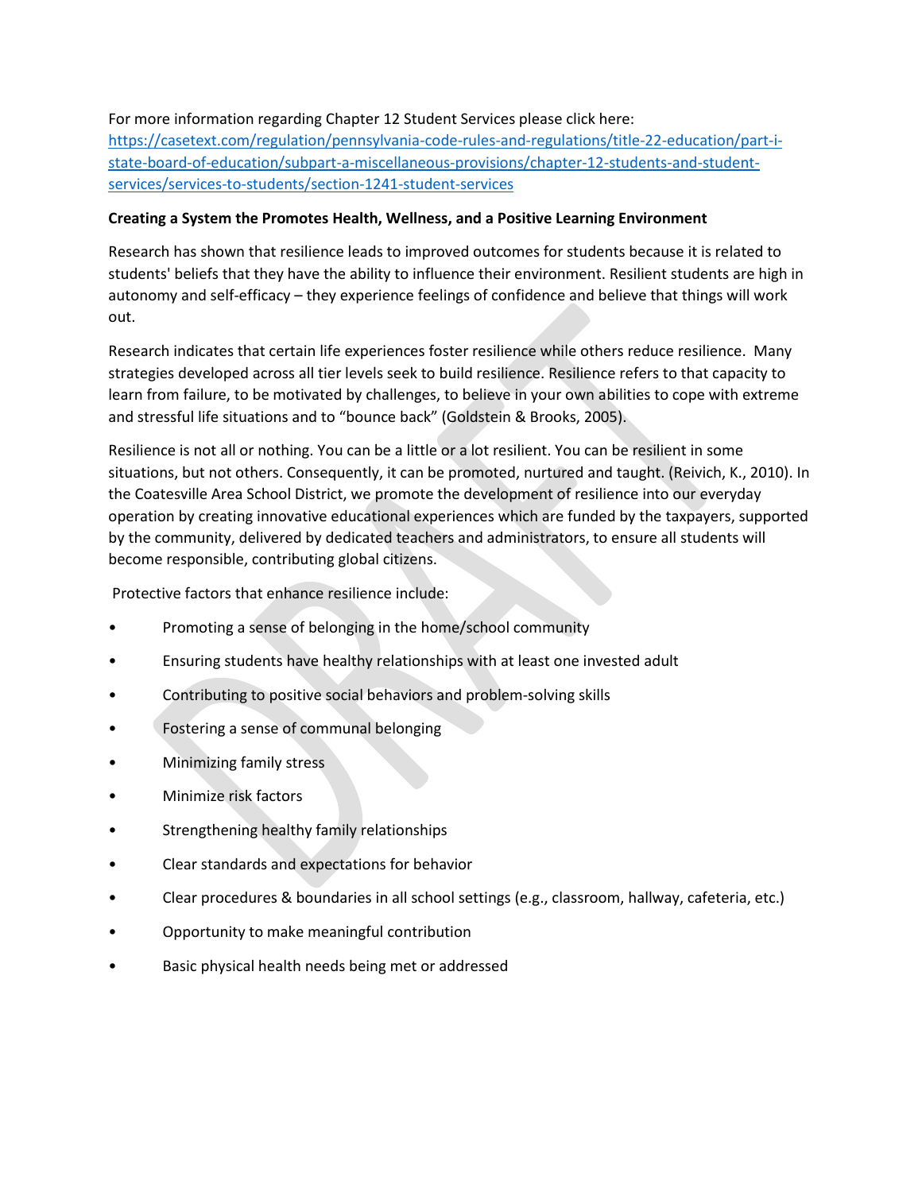For more information regarding Chapter 12 Student Services please click here: [https://casetext.com/regulation/pennsylvania-code-rules-and-regulations/title-22-education/part-i-state-board-of-education/subpart-a-miscellaneous-provisions/chapter-12-students-and-student-services/services-to-students/section-1241-student-services](https://casetext.com/regulation/pennsylvania-code-rules-and-regulations/title-22-education/part-i-state-board-of-education/subpart-a-miscellaneous-provisions/chapter-12-students-and-student-services/services-to-students/section-1241-student-services)

**Creating a System the Promotes Health, Wellness, and a Positive Learning Environment**

Research has shown that resilience leads to improved outcomes for students because it is related to students' beliefs that they have the ability to influence their environment. Resilient students are high in autonomy and self-efficacy – they experience feelings of confidence and believe that things will work out.

Research indicates that certain life experiences foster resilience while others reduce resilience. Many strategies developed across all tier levels seek to build resilience. Resilience refers to that capacity to learn from failure, to be motivated by challenges, to believe in your own abilities to cope with extreme and stressful life situations and to "bounce back" (Goldstein & Brooks, 2005).

Resilience is not all or nothing. You can be a little or a lot resilient. You can be resilient in some situations, but not others. Consequently, it can be promoted, nurtured and taught. (Reivich, K., 2010). In the Coatesville Area School District, we promote the development of resilience into our everyday operation by creating innovative educational experiences which are funded by the taxpayers, supported by the community, delivered by dedicated teachers and administrators, to ensure all students will become responsible, contributing global citizens.

Protective factors that enhance resilience include:

- Promoting a sense of belonging in the home/school community
- Ensuring students have healthy relationships with at least one invested adult
- Contributing to positive social behaviors and problem-solving skills
- Fostering a sense of communal belonging
- Minimizing family stress
- Minimize risk factors
- Strengthening healthy family relationships
- Clear standards and expectations for behavior
- Clear procedures & boundaries in all school settings (e.g., classroom, hallway, cafeteria, etc.)
- Opportunity to make meaningful contribution
- Basic physical health needs being met or addressed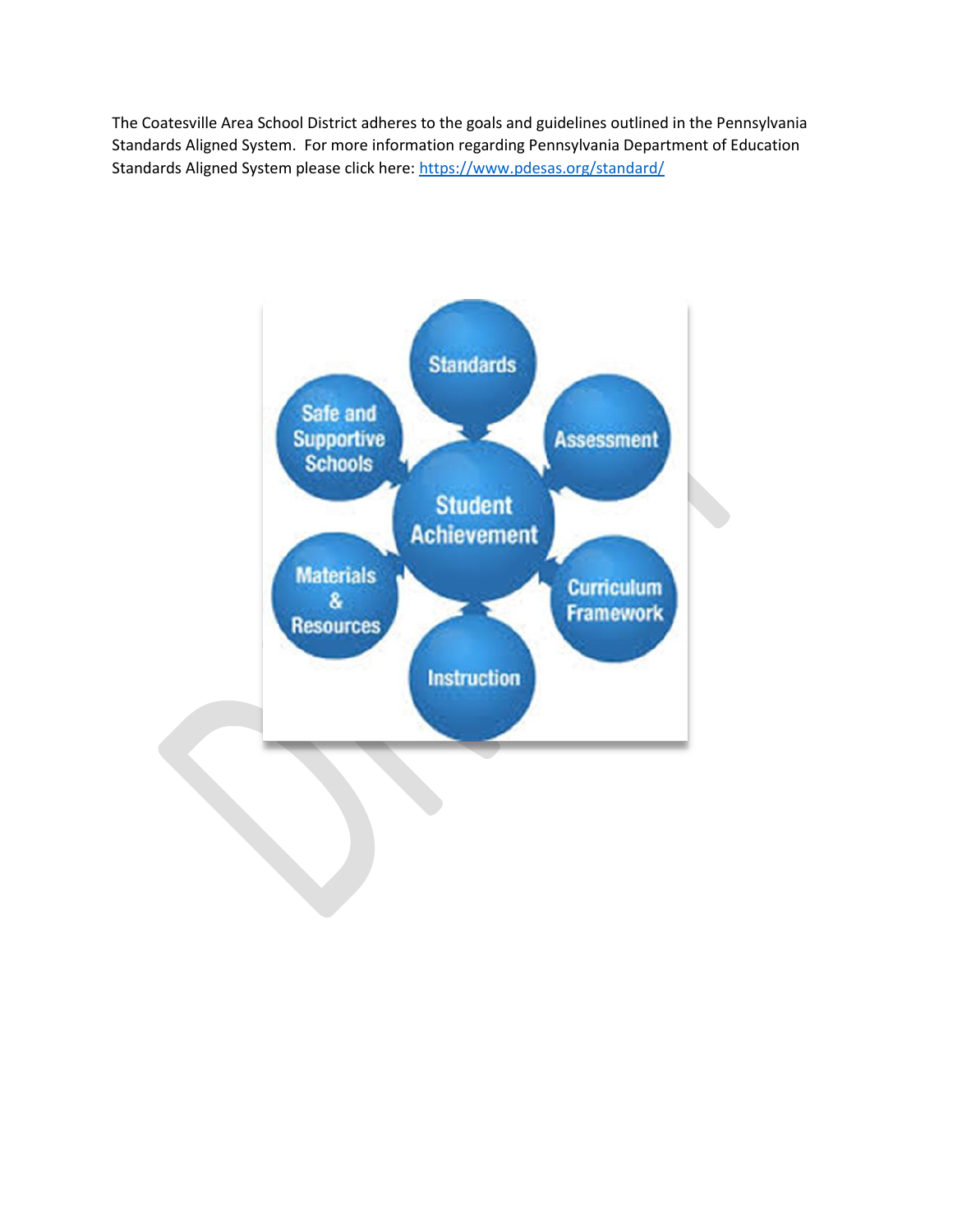The Coatesville Area School District adheres to the goals and guidelines outlined in the Pennsylvania Standards Aligned System. For more information regarding Pennsylvania Department of Education Standards Aligned System please click here: [https://www.pdesas.org/standard/](https://www.pdesas.org/standard/)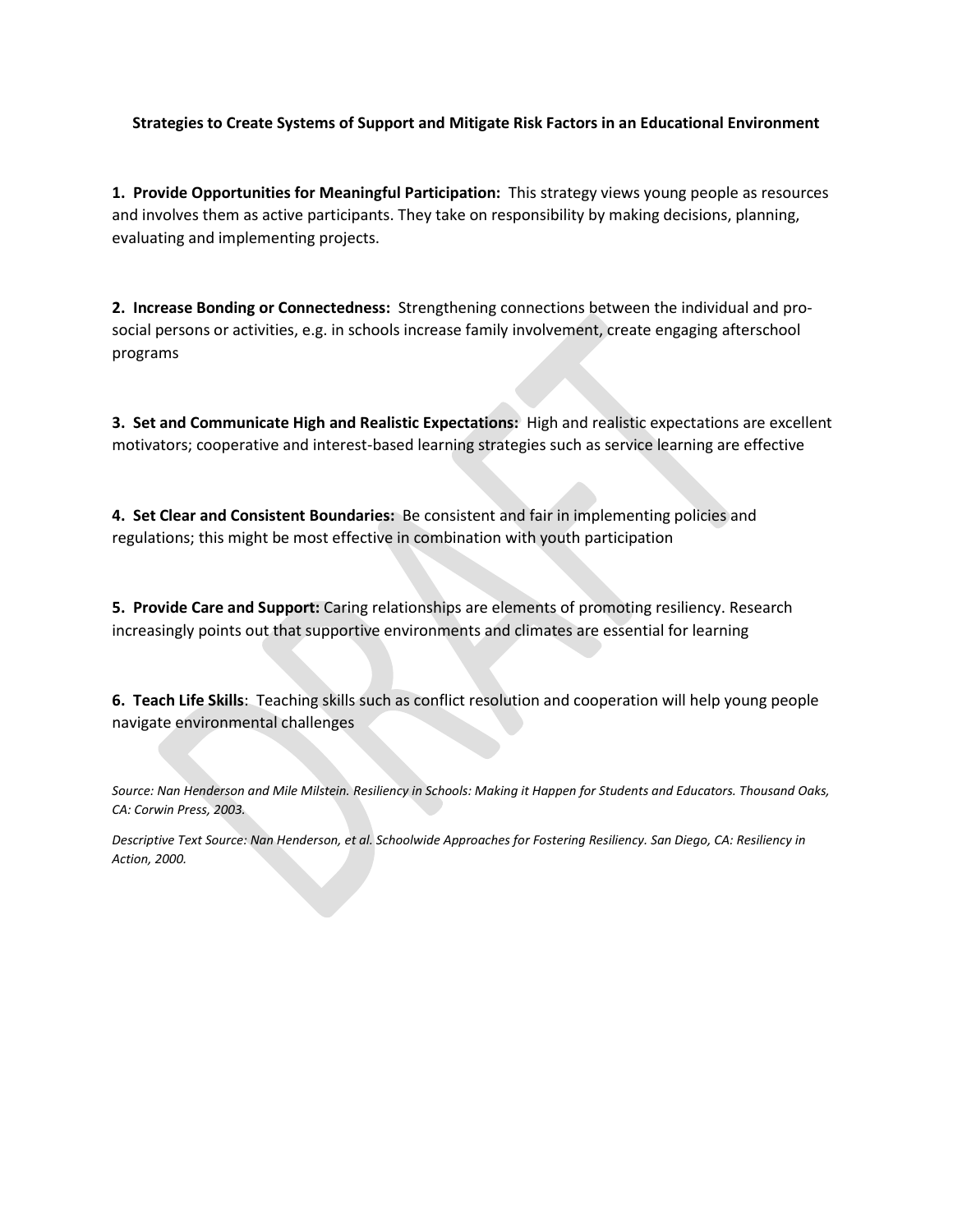**Strategies to Create Systems of Support and Mitigate Risk Factors in an Educational Environment**

**1. Provide Opportunities for Meaningful Participation:** This strategy views young people as resources and involves them as active participants. They take on responsibility by making decisions, planning, evaluating and implementing projects.

**2. Increase Bonding or Connectedness:** Strengthening connections between the individual and pro-social persons or activities, e.g. in schools increase family involvement, create engaging afterschool programs

**3. Set and Communicate High and Realistic Expectations:** High and realistic expectations are excellent motivators; cooperative and interest-based learning strategies such as service learning are effective

**4. Set Clear and Consistent Boundaries:** Be consistent and fair in implementing policies and regulations; this might be most effective in combination with youth participation

**5. Provide Care and Support:** Caring relationships are elements of promoting resiliency. Research increasingly points out that supportive environments and climates are essential for learning

**6. Teach Life Skills**: Teaching skills such as conflict resolution and cooperation will help young people navigate environmental challenges

*Source: Nan Henderson and Mile Milstein. Resiliency in Schools: Making it Happen for Students and Educators. Thousand Oaks, CA: Corwin Press, 2003.*

*Descriptive Text Source: Nan Henderson, et al. Schoolwide Approaches for Fostering Resiliency. San Diego, CA: Resiliency in Action, 2000.*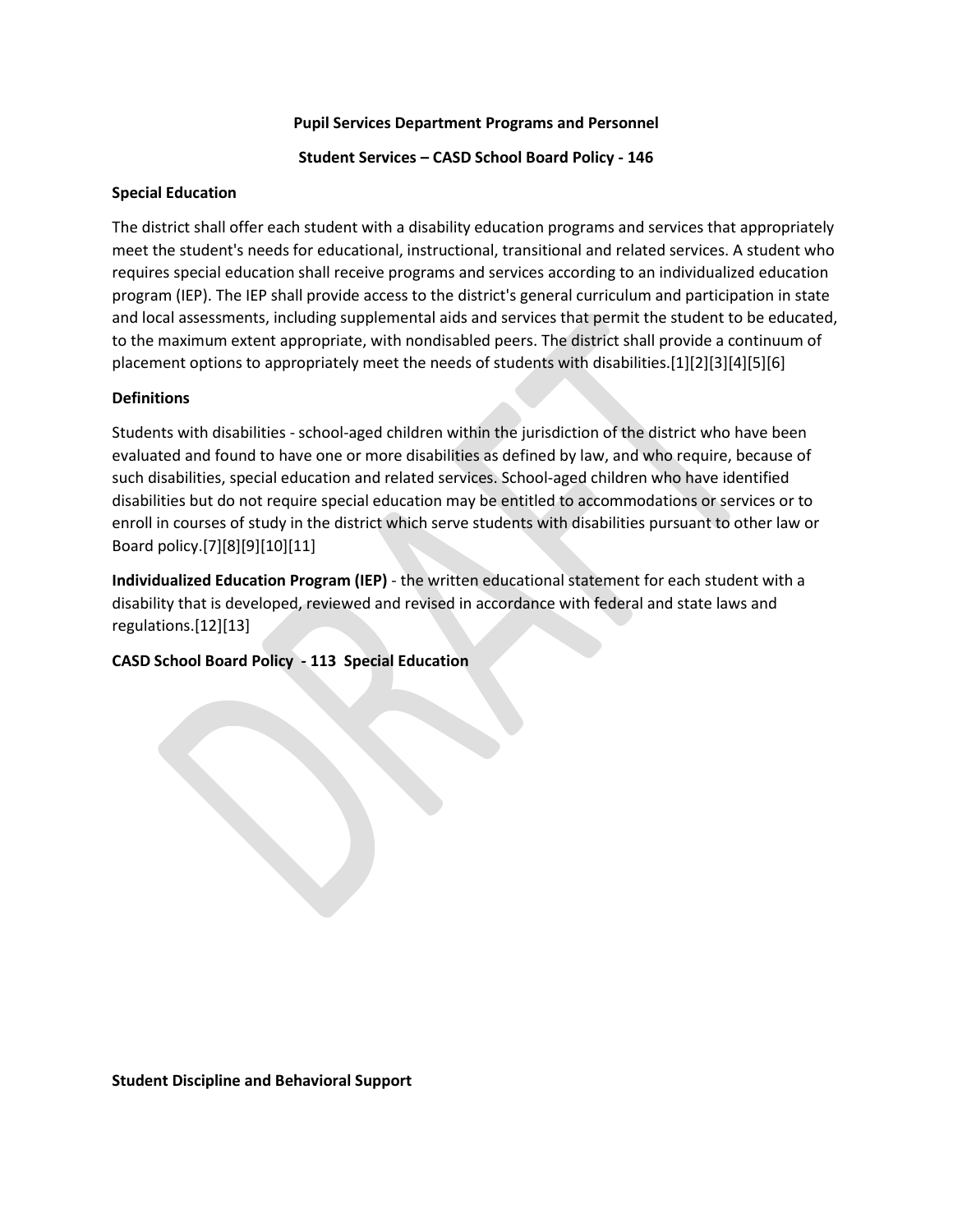**Pupil Services Department Programs and Personnel**

**Student Services – CASD School Board Policy - 146**

**Special Education**

The district shall offer each student with a disability education programs and services that appropriately meet the student's needs for educational, instructional, transitional and related services. A student who requires special education shall receive programs and services according to an individualized education program (IEP). The IEP shall provide access to the district's general curriculum and participation in state and local assessments, including supplemental aids and services that permit the student to be educated, to the maximum extent appropriate, with nondisabled peers. The district shall provide a continuum of placement options to appropriately meet the needs of students with disabilities.[1][2][3][4][5][6]

**Definitions**

Students with disabilities - school-aged children within the jurisdiction of the district who have been evaluated and found to have one or more disabilities as defined by law, and who require, because of such disabilities, special education and related services. School-aged children who have identified disabilities but do not require special education may be entitled to accommodations or services or to enroll in courses of study in the district which serve students with disabilities pursuant to other law or Board policy.[7][8][9][10][11]

**Individualized Education Program (IEP)** - the written educational statement for each student with a disability that is developed, reviewed and revised in accordance with federal and state laws and regulations.[12][13]

**CASD School Board Policy - 113 Special Education**

**Student Discipline and Behavioral Support**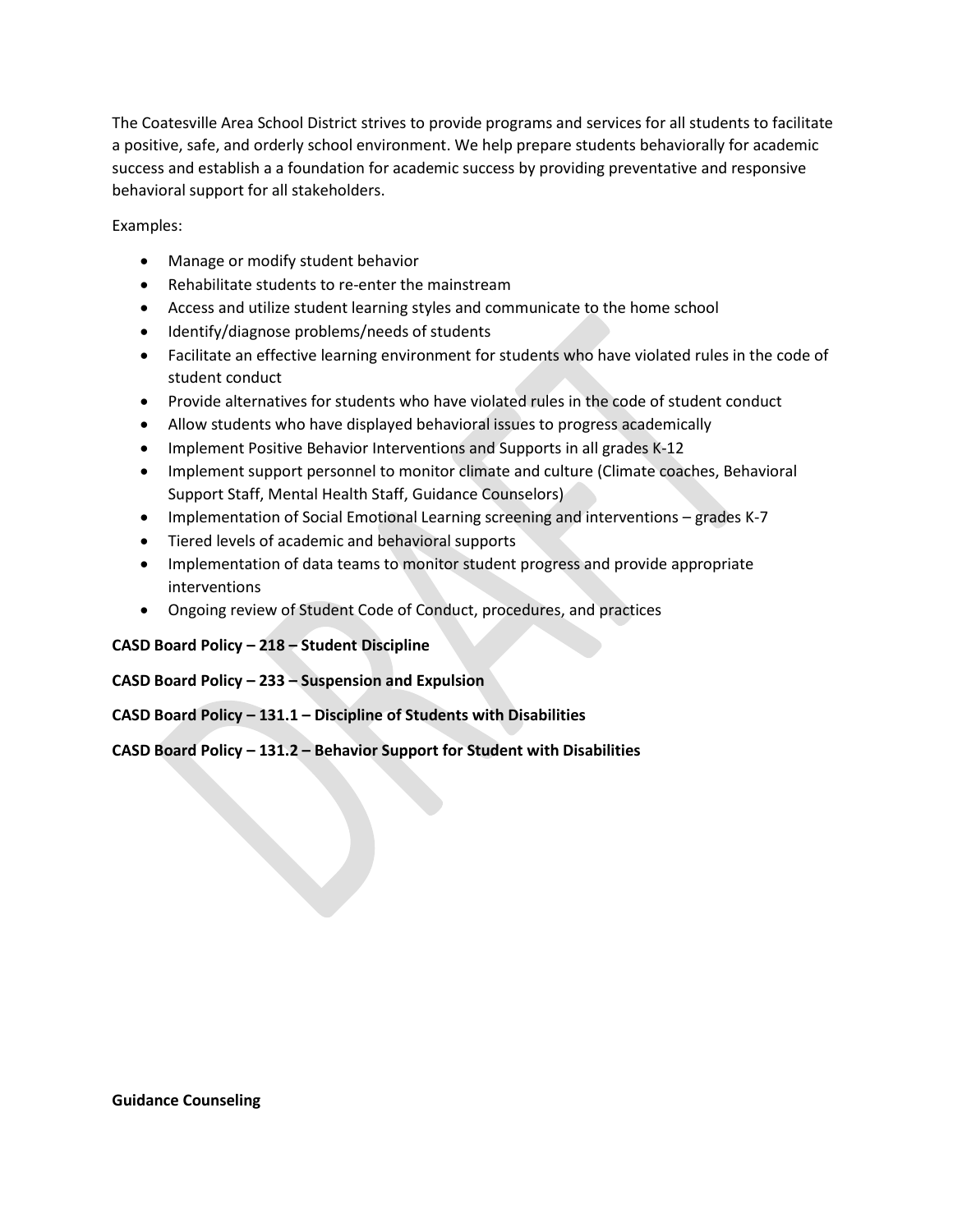The Coatesville Area School District strives to provide programs and services for all students to facilitate a positive, safe, and orderly school environment. We help prepare students behaviorally for academic success and establish a a foundation for academic success by providing preventative and responsive behavioral support for all stakeholders.

Examples:

- Manage or modify student behavior
- Rehabilitate students to re-enter the mainstream
- Access and utilize student learning styles and communicate to the home school
- Identify/diagnose problems/needs of students
- Facilitate an effective learning environment for students who have violated rules in the code of student conduct
- Provide alternatives for students who have violated rules in the code of student conduct
- Allow students who have displayed behavioral issues to progress academically
- Implement Positive Behavior Interventions and Supports in all grades K-12
- Implement support personnel to monitor climate and culture (Climate coaches, Behavioral Support Staff, Mental Health Staff, Guidance Counselors)
- Implementation of Social Emotional Learning screening and interventions – grades K-7
- Tiered levels of academic and behavioral supports
- Implementation of data teams to monitor student progress and provide appropriate interventions
- Ongoing review of Student Code of Conduct, procedures, and practices

**CASD Board Policy – 218 – Student Discipline**

**CASD Board Policy – 233 – Suspension and Expulsion**

**CASD Board Policy – 131.1 – Discipline of Students with Disabilities**

**CASD Board Policy – 131.2 – Behavior Support for Student with Disabilities**

**Guidance Counseling**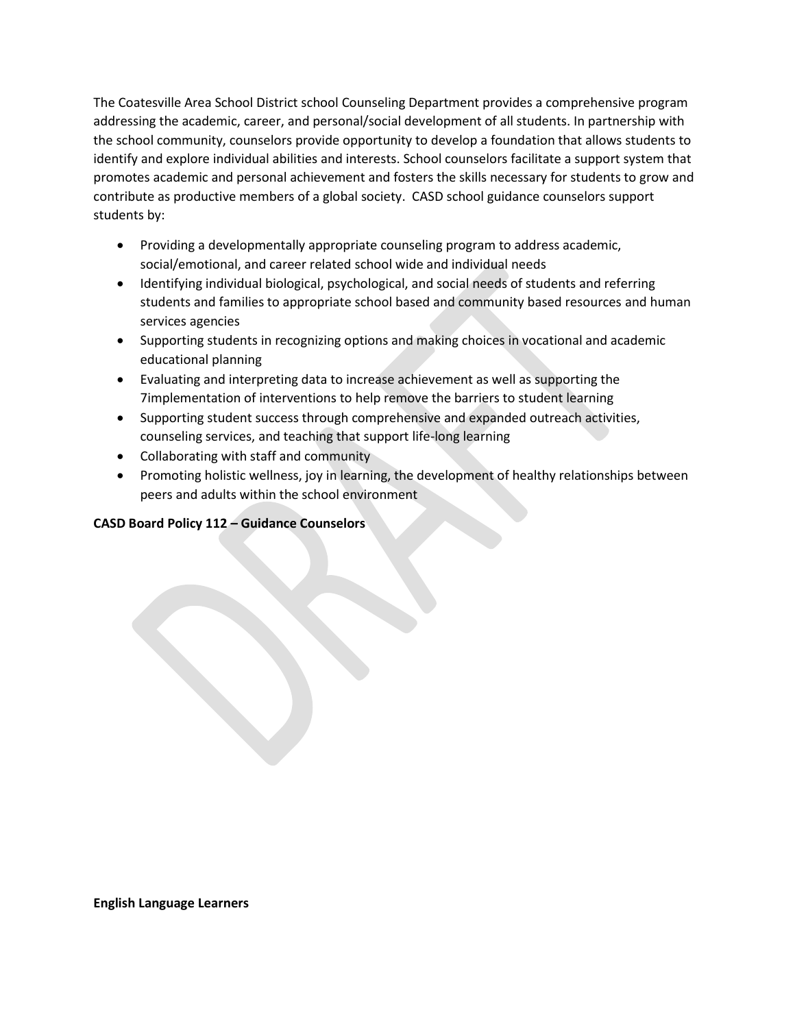The Coatesville Area School District school Counseling Department provides a comprehensive program addressing the academic, career, and personal/social development of all students. In partnership with the school community, counselors provide opportunity to develop a foundation that allows students to identify and explore individual abilities and interests. School counselors facilitate a support system that promotes academic and personal achievement and fosters the skills necessary for students to grow and contribute as productive members of a global society. CASD school guidance counselors support students by:

- Providing a developmentally appropriate counseling program to address academic, social/emotional, and career related school wide and individual needs
- Identifying individual biological, psychological, and social needs of students and referring students and families to appropriate school based and community based resources and human services agencies
- Supporting students in recognizing options and making choices in vocational and academic educational planning
- Evaluating and interpreting data to increase achievement as well as supporting the 7implementation of interventions to help remove the barriers to student learning
- Supporting student success through comprehensive and expanded outreach activities, counseling services, and teaching that support life-long learning
- Collaborating with staff and community
- Promoting holistic wellness, joy in learning, the development of healthy relationships between peers and adults within the school environment

**CASD Board Policy 112 – Guidance Counselors**

**English Language Learners**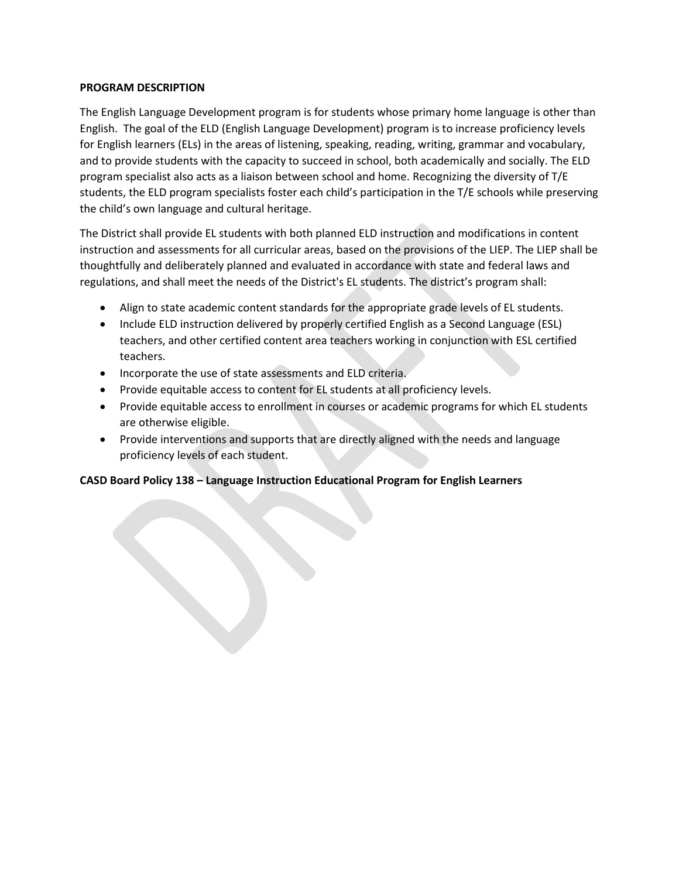**PROGRAM DESCRIPTION**

The English Language Development program is for students whose primary home language is other than English. The goal of the ELD (English Language Development) program is to increase proficiency levels for English learners (ELs) in the areas of listening, speaking, reading, writing, grammar and vocabulary, and to provide students with the capacity to succeed in school, both academically and socially. The ELD program specialist also acts as a liaison between school and home. Recognizing the diversity of T/E students, the ELD program specialists foster each child's participation in the T/E schools while preserving the child's own language and cultural heritage.

The District shall provide EL students with both planned ELD instruction and modifications in content instruction and assessments for all curricular areas, based on the provisions of the LIEP. The LIEP shall be thoughtfully and deliberately planned and evaluated in accordance with state and federal laws and regulations, and shall meet the needs of the District's EL students. The district's program shall:

- Align to state academic content standards for the appropriate grade levels of EL students.
- Include ELD instruction delivered by properly certified English as a Second Language (ESL) teachers, and other certified content area teachers working in conjunction with ESL certified teachers.
- Incorporate the use of state assessments and ELD criteria.
- Provide equitable access to content for EL students at all proficiency levels.
- Provide equitable access to enrollment in courses or academic programs for which EL students are otherwise eligible.
- Provide interventions and supports that are directly aligned with the needs and language proficiency levels of each student.

**CASD Board Policy 138 – Language Instruction Educational Program for English Learners**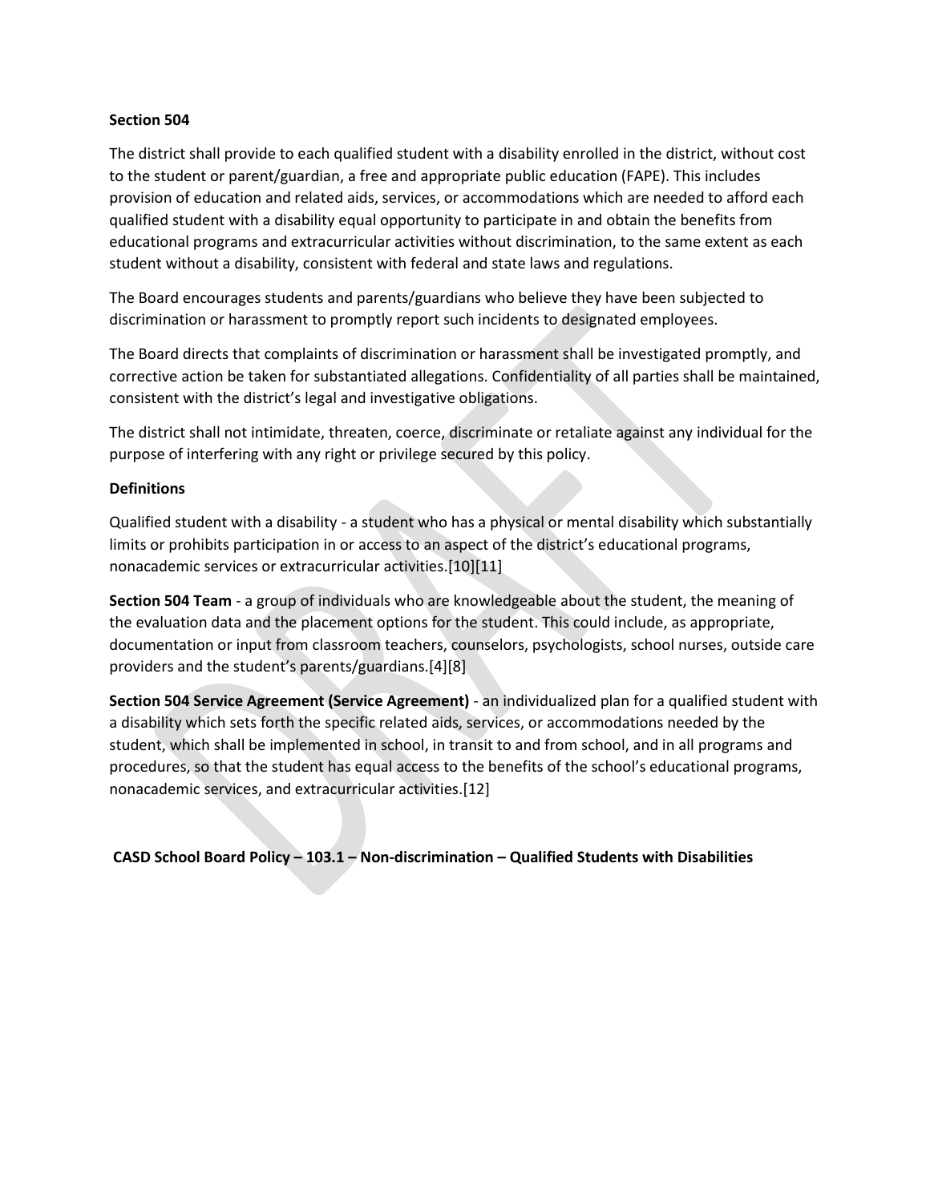**Section 504**

The district shall provide to each qualified student with a disability enrolled in the district, without cost to the student or parent/guardian, a free and appropriate public education (FAPE). This includes provision of education and related aids, services, or accommodations which are needed to afford each qualified student with a disability equal opportunity to participate in and obtain the benefits from educational programs and extracurricular activities without discrimination, to the same extent as each student without a disability, consistent with federal and state laws and regulations.

The Board encourages students and parents/guardians who believe they have been subjected to discrimination or harassment to promptly report such incidents to designated employees.

The Board directs that complaints of discrimination or harassment shall be investigated promptly, and corrective action be taken for substantiated allegations. Confidentiality of all parties shall be maintained, consistent with the district's legal and investigative obligations.

The district shall not intimidate, threaten, coerce, discriminate or retaliate against any individual for the purpose of interfering with any right or privilege secured by this policy.

**Definitions**

Qualified student with a disability - a student who has a physical or mental disability which substantially limits or prohibits participation in or access to an aspect of the district's educational programs, nonacademic services or extracurricular activities.[10][11]

**Section 504 Team** - a group of individuals who are knowledgeable about the student, the meaning of the evaluation data and the placement options for the student. This could include, as appropriate, documentation or input from classroom teachers, counselors, psychologists, school nurses, outside care providers and the student's parents/guardians.[4][8]

**Section 504 Service Agreement (Service Agreement)** - an individualized plan for a qualified student with a disability which sets forth the specific related aids, services, or accommodations needed by the student, which shall be implemented in school, in transit to and from school, and in all programs and procedures, so that the student has equal access to the benefits of the school's educational programs, nonacademic services, and extracurricular activities.[12]

**CASD School Board Policy – 103.1 – Non-discrimination – Qualified Students with Disabilities**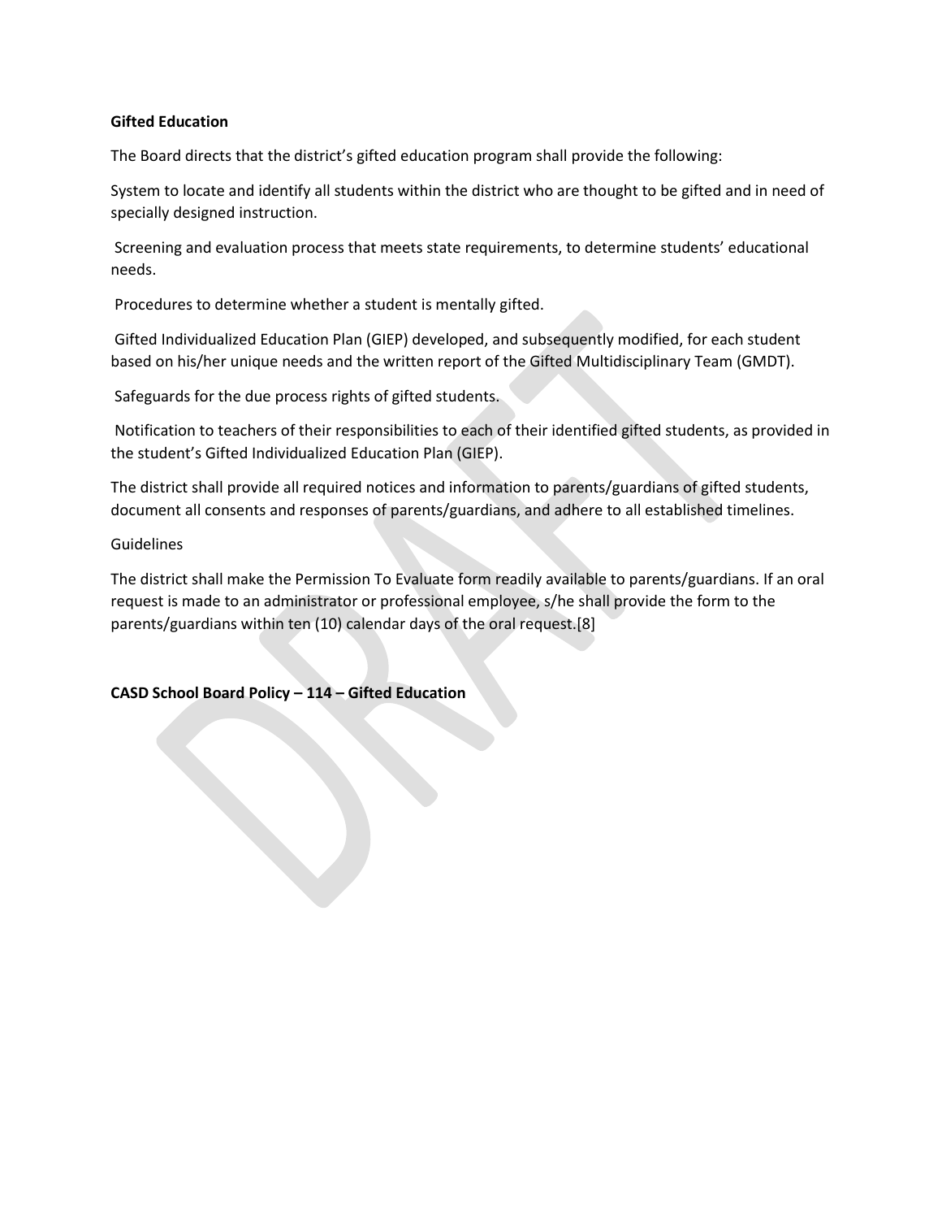**Gifted Education**

The Board directs that the district's gifted education program shall provide the following:

System to locate and identify all students within the district who are thought to be gifted and in need of specially designed instruction.

Screening and evaluation process that meets state requirements, to determine students' educational needs.

Procedures to determine whether a student is mentally gifted.

Gifted Individualized Education Plan (GIEP) developed, and subsequently modified, for each student based on his/her unique needs and the written report of the Gifted Multidisciplinary Team (GMDT).

Safeguards for the due process rights of gifted students.

Notification to teachers of their responsibilities to each of their identified gifted students, as provided in the student's Gifted Individualized Education Plan (GIEP).

The district shall provide all required notices and information to parents/guardians of gifted students, document all consents and responses of parents/guardians, and adhere to all established timelines.

Guidelines

The district shall make the Permission To Evaluate form readily available to parents/guardians. If an oral request is made to an administrator or professional employee, s/he shall provide the form to the parents/guardians within ten (10) calendar days of the oral request.[8]

**CASD School Board Policy – 114 – Gifted Education**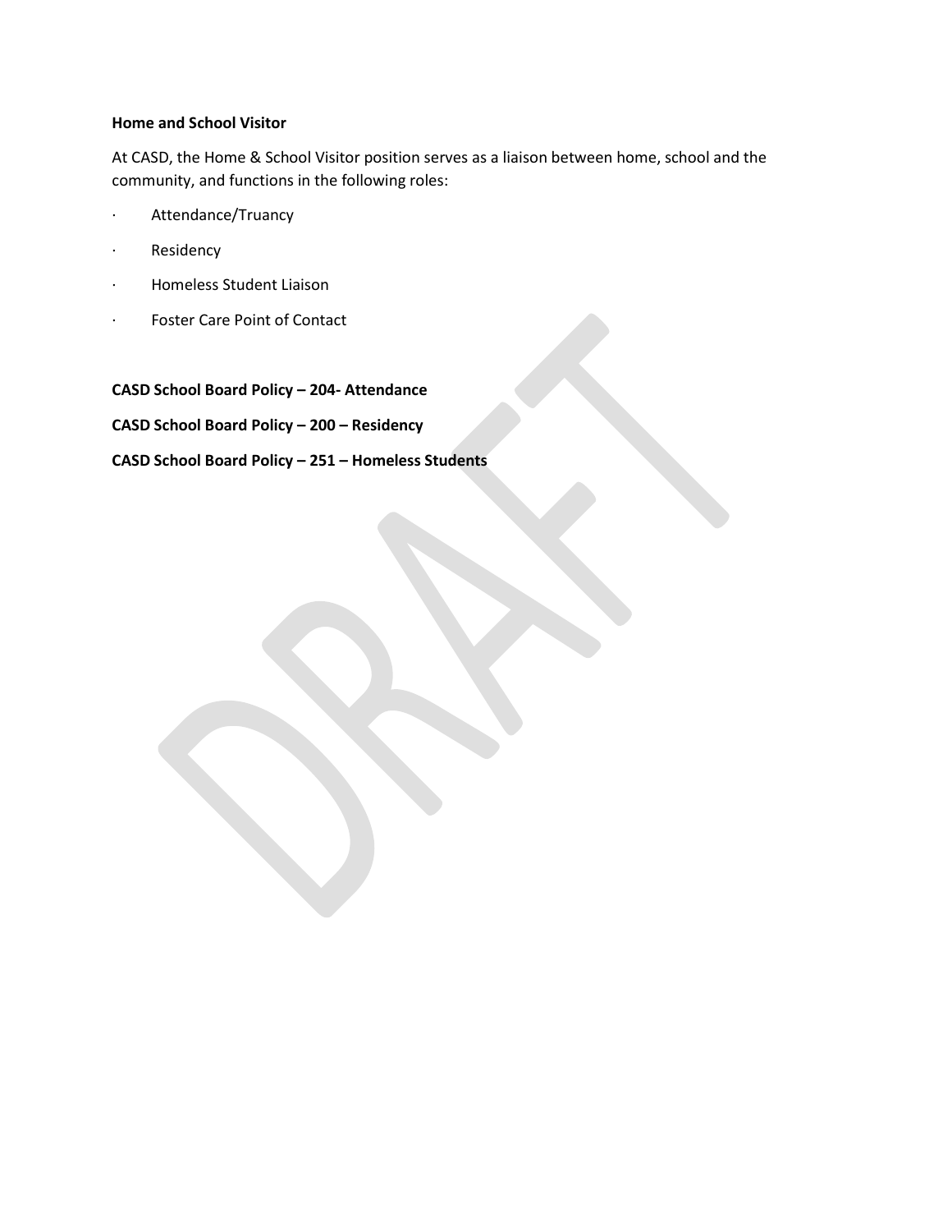**Home and School Visitor**

At CASD, the Home & School Visitor position serves as a liaison between home, school and the community, and functions in the following roles:

- Attendance/Truancy
- Residency
- Homeless Student Liaison
- Foster Care Point of Contact

**CASD School Board Policy – 204- Attendance**

**CASD School Board Policy – 200 – Residency**

**CASD School Board Policy – 251 – Homeless Students**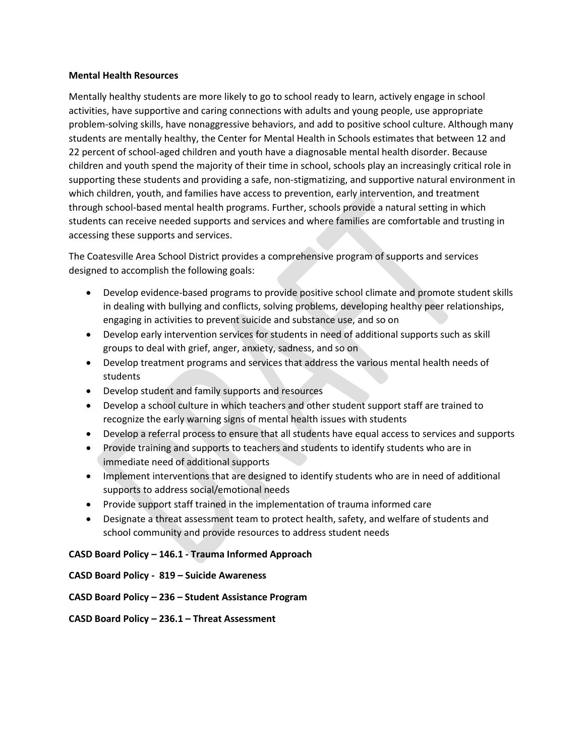**Mental Health Resources**

Mentally healthy students are more likely to go to school ready to learn, actively engage in school activities, have supportive and caring connections with adults and young people, use appropriate problem-solving skills, have nonaggressive behaviors, and add to positive school culture. Although many students are mentally healthy, the Center for Mental Health in Schools estimates that between 12 and 22 percent of school-aged children and youth have a diagnosable mental health disorder. Because children and youth spend the majority of their time in school, schools play an increasingly critical role in supporting these students and providing a safe, non-stigmatizing, and supportive natural environment in which children, youth, and families have access to prevention, early intervention, and treatment through school-based mental health programs. Further, schools provide a natural setting in which students can receive needed supports and services and where families are comfortable and trusting in accessing these supports and services.

The Coatesville Area School District provides a comprehensive program of supports and services designed to accomplish the following goals:

- Develop evidence-based programs to provide positive school climate and promote student skills in dealing with bullying and conflicts, solving problems, developing healthy peer relationships, engaging in activities to prevent suicide and substance use, and so on
- Develop early intervention services for students in need of additional supports such as skill groups to deal with grief, anger, anxiety, sadness, and so on
- Develop treatment programs and services that address the various mental health needs of students
- Develop student and family supports and resources
- Develop a school culture in which teachers and other student support staff are trained to recognize the early warning signs of mental health issues with students
- Develop a referral process to ensure that all students have equal access to services and supports
- Provide training and supports to teachers and students to identify students who are in immediate need of additional supports
- Implement interventions that are designed to identify students who are in need of additional supports to address social/emotional needs
- Provide support staff trained in the implementation of trauma informed care
- Designate a threat assessment team to protect health, safety, and welfare of students and school community and provide resources to address student needs

**CASD Board Policy – 146.1 - Trauma Informed Approach**

**CASD Board Policy - 819 – Suicide Awareness**

**CASD Board Policy – 236 – Student Assistance Program**

**CASD Board Policy – 236.1 – Threat Assessment**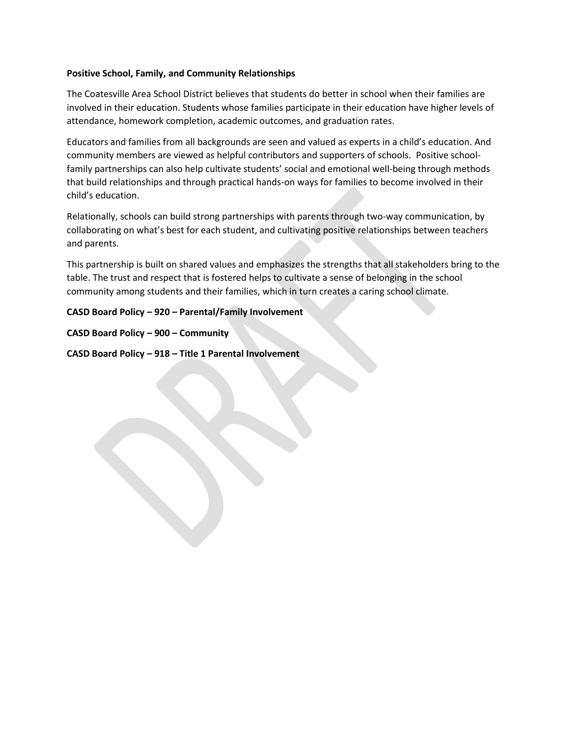**Positive School, Family, and Community Relationships**

The Coatesville Area School District believes that students do better in school when their families are involved in their education. Students whose families participate in their education have higher levels of attendance, homework completion, academic outcomes, and graduation rates.

Educators and families from all backgrounds are seen and valued as experts in a child's education. And community members are viewed as helpful contributors and supporters of schools. Positive school-family partnerships can also help cultivate students' social and emotional well-being through methods that build relationships and through practical hands-on ways for families to become involved in their child's education.

Relationally, schools can build strong partnerships with parents through two-way communication, by collaborating on what's best for each student, and cultivating positive relationships between teachers and parents.

This partnership is built on shared values and emphasizes the strengths that all stakeholders bring to the table. The trust and respect that is fostered helps to cultivate a sense of belonging in the school community among students and their families, which in turn creates a caring school climate.

**CASD Board Policy – 920 – Parental/Family Involvement**

**CASD Board Policy – 900 – Community**

**CASD Board Policy – 918 – Title 1 Parental Involvement**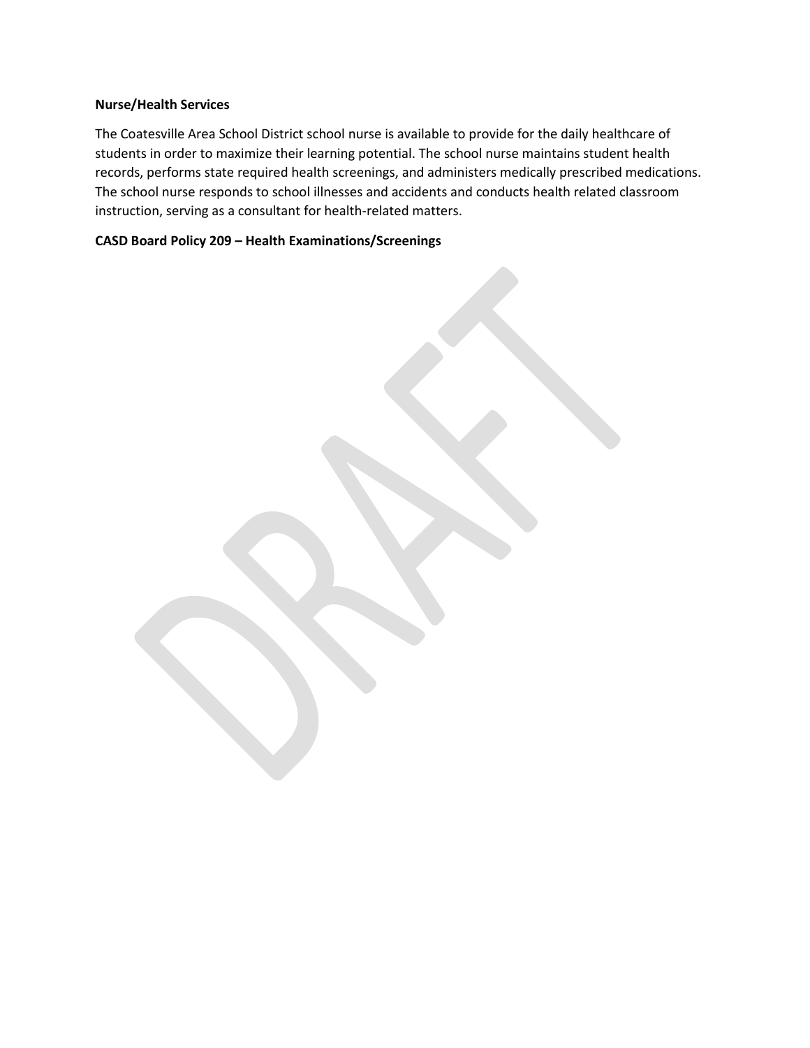**Nurse/Health Services**

The Coatesville Area School District school nurse is available to provide for the daily healthcare of students in order to maximize their learning potential. The school nurse maintains student health records, performs state required health screenings, and administers medically prescribed medications. The school nurse responds to school illnesses and accidents and conducts health related classroom instruction, serving as a consultant for health-related matters.

**CASD Board Policy 209 – Health Examinations/Screenings**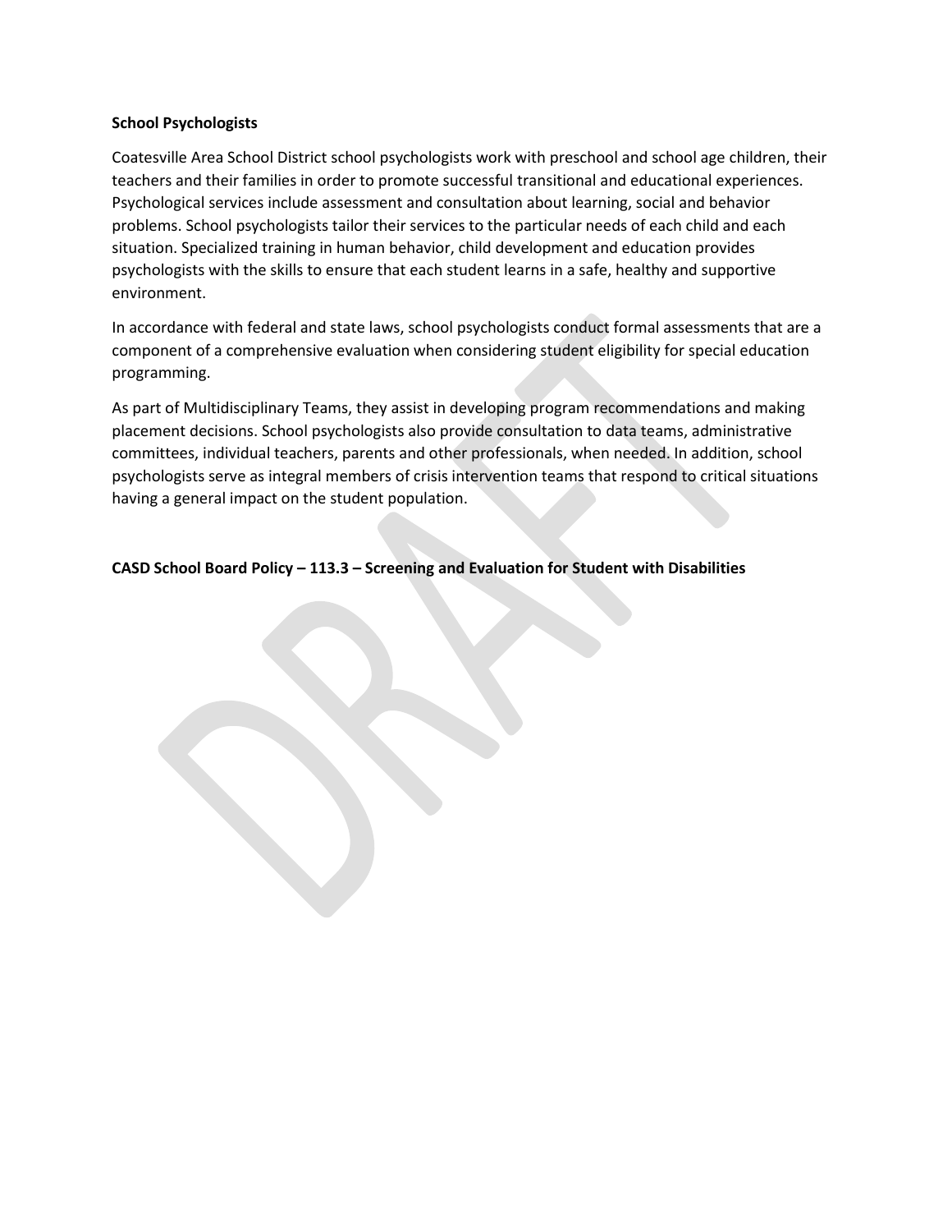**School Psychologists**

Coatesville Area School District school psychologists work with preschool and school age children, their teachers and their families in order to promote successful transitional and educational experiences. Psychological services include assessment and consultation about learning, social and behavior problems. School psychologists tailor their services to the particular needs of each child and each situation. Specialized training in human behavior, child development and education provides psychologists with the skills to ensure that each student learns in a safe, healthy and supportive environment.

In accordance with federal and state laws, school psychologists conduct formal assessments that are a component of a comprehensive evaluation when considering student eligibility for special education programming.

As part of Multidisciplinary Teams, they assist in developing program recommendations and making placement decisions. School psychologists also provide consultation to data teams, administrative committees, individual teachers, parents and other professionals, when needed. In addition, school psychologists serve as integral members of crisis intervention teams that respond to critical situations having a general impact on the student population.

**CASD School Board Policy – 113.3 – Screening and Evaluation for Student with Disabilities**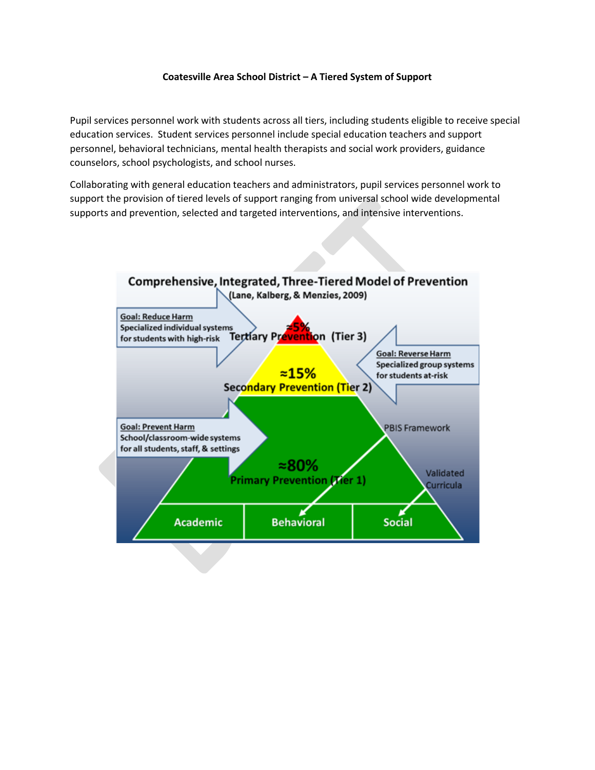**Coatesville Area School District – A Tiered System of Support**

Pupil services personnel work with students across all tiers, including students eligible to receive special education services. Student services personnel include special education teachers and support personnel, behavioral technicians, mental health therapists and social work providers, guidance counselors, school psychologists, and school nurses.

Collaborating with general education teachers and administrators, pupil services personnel work to support the provision of tiered levels of support ranging from universal school wide developmental supports and prevention, selected and targeted interventions, and intensive interventions.

**Comprehensive, Integrated, Three-Tiered Model of Prevention**
(Lane, Kalberg, & Menzies, 2009)

Goal: Reduce Harm
Specialized individual systems for students with high-risk

≈5%
Tertiary Prevention (Tier 3)

Goal: Reverse Harm
Specialized group systems for students at-risk

≈15%
Secondary Prevention (Tier 2)

Goal: Prevent Harm
School/classroom-wide systems for all students, staff, & settings

PBIS Framework

≈80%
Primary Prevention (Tier 1)

Validated Curricula

Academic | Behavioral | Social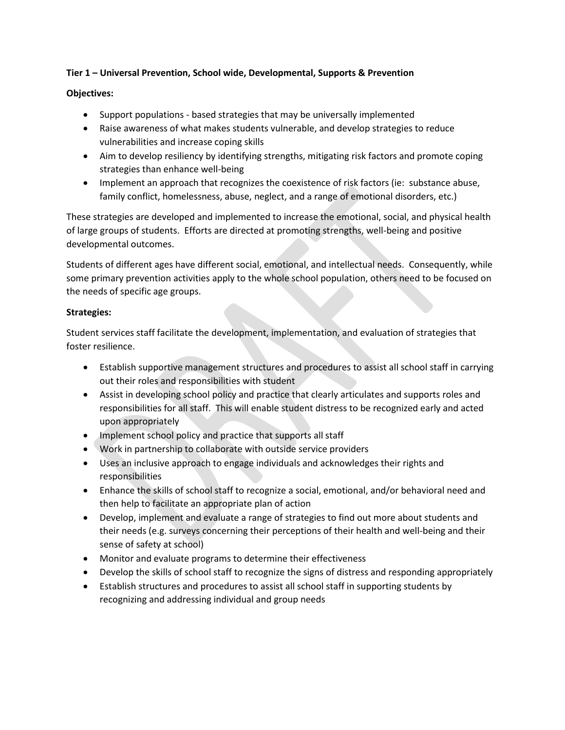**Tier 1 – Universal Prevention, School wide, Developmental, Supports & Prevention**

**Objectives:**

- Support populations - based strategies that may be universally implemented
- Raise awareness of what makes students vulnerable, and develop strategies to reduce vulnerabilities and increase coping skills
- Aim to develop resiliency by identifying strengths, mitigating risk factors and promote coping strategies than enhance well-being
- Implement an approach that recognizes the coexistence of risk factors (ie: substance abuse, family conflict, homelessness, abuse, neglect, and a range of emotional disorders, etc.)

These strategies are developed and implemented to increase the emotional, social, and physical health of large groups of students. Efforts are directed at promoting strengths, well-being and positive developmental outcomes.

Students of different ages have different social, emotional, and intellectual needs. Consequently, while some primary prevention activities apply to the whole school population, others need to be focused on the needs of specific age groups.

**Strategies:**

Student services staff facilitate the development, implementation, and evaluation of strategies that foster resilience.

- Establish supportive management structures and procedures to assist all school staff in carrying out their roles and responsibilities with student
- Assist in developing school policy and practice that clearly articulates and supports roles and responsibilities for all staff. This will enable student distress to be recognized early and acted upon appropriately
- Implement school policy and practice that supports all staff
- Work in partnership to collaborate with outside service providers
- Uses an inclusive approach to engage individuals and acknowledges their rights and responsibilities
- Enhance the skills of school staff to recognize a social, emotional, and/or behavioral need and then help to facilitate an appropriate plan of action
- Develop, implement and evaluate a range of strategies to find out more about students and their needs (e.g. surveys concerning their perceptions of their health and well-being and their sense of safety at school)
- Monitor and evaluate programs to determine their effectiveness
- Develop the skills of school staff to recognize the signs of distress and responding appropriately
- Establish structures and procedures to assist all school staff in supporting students by recognizing and addressing individual and group needs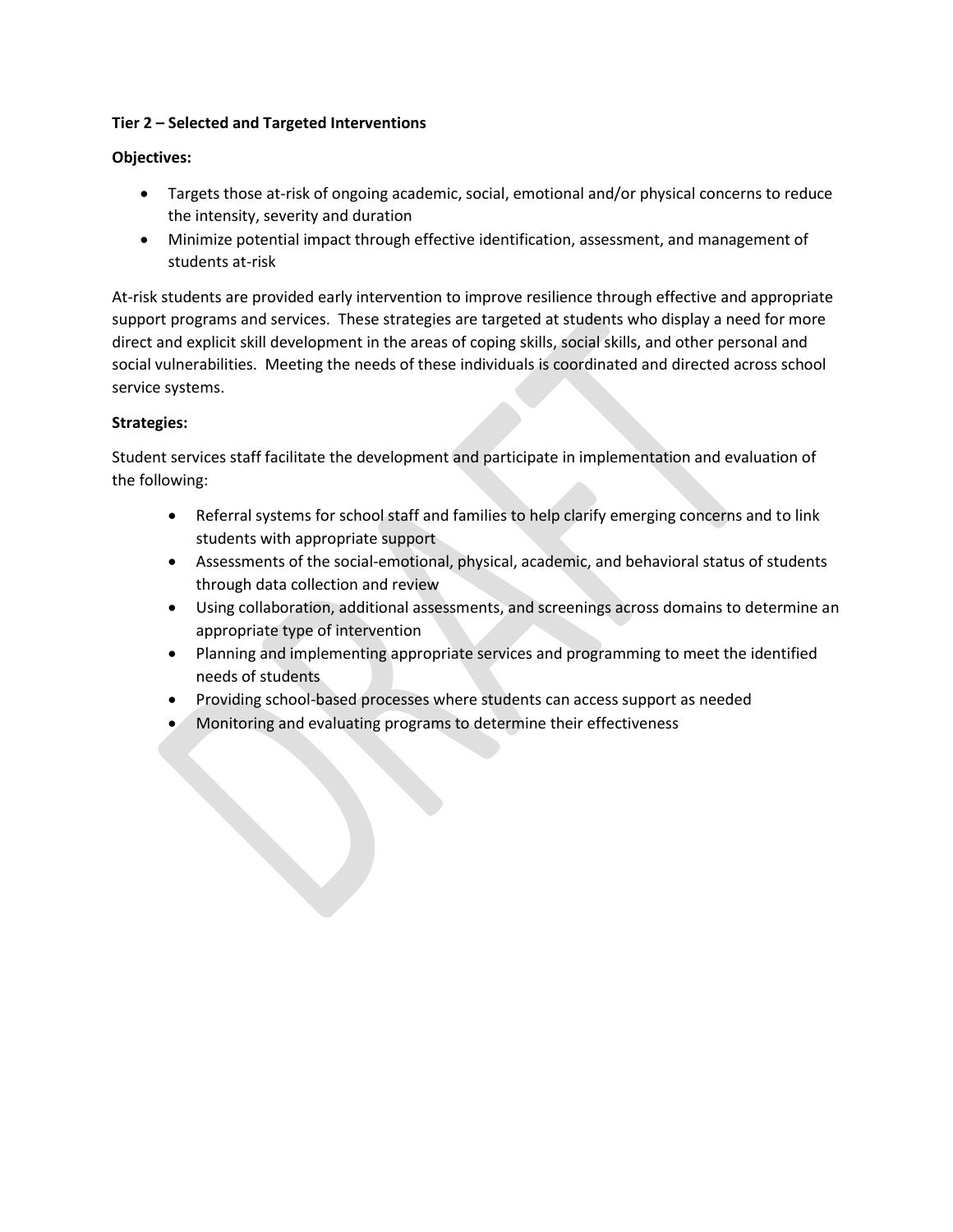**Tier 2 – Selected and Targeted Interventions**

**Objectives:**

- Targets those at-risk of ongoing academic, social, emotional and/or physical concerns to reduce the intensity, severity and duration
- Minimize potential impact through effective identification, assessment, and management of students at-risk

At-risk students are provided early intervention to improve resilience through effective and appropriate support programs and services. These strategies are targeted at students who display a need for more direct and explicit skill development in the areas of coping skills, social skills, and other personal and social vulnerabilities. Meeting the needs of these individuals is coordinated and directed across school service systems.

**Strategies:**

Student services staff facilitate the development and participate in implementation and evaluation of the following:

- Referral systems for school staff and families to help clarify emerging concerns and to link students with appropriate support
- Assessments of the social-emotional, physical, academic, and behavioral status of students through data collection and review
- Using collaboration, additional assessments, and screenings across domains to determine an appropriate type of intervention
- Planning and implementing appropriate services and programming to meet the identified needs of students
- Providing school-based processes where students can access support as needed
- Monitoring and evaluating programs to determine their effectiveness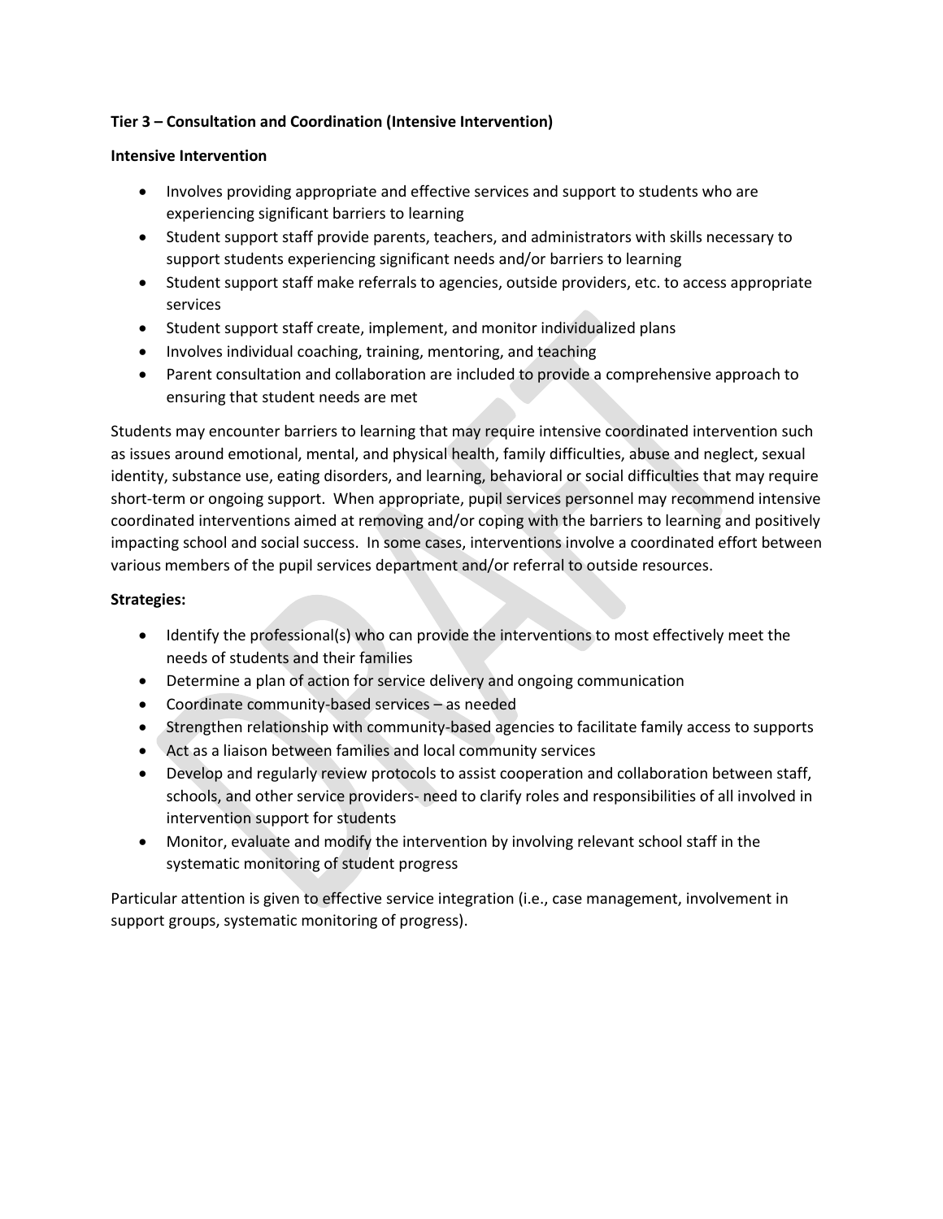**Tier 3 – Consultation and Coordination (Intensive Intervention)**

**Intensive Intervention**

- Involves providing appropriate and effective services and support to students who are experiencing significant barriers to learning
- Student support staff provide parents, teachers, and administrators with skills necessary to support students experiencing significant needs and/or barriers to learning
- Student support staff make referrals to agencies, outside providers, etc. to access appropriate services
- Student support staff create, implement, and monitor individualized plans
- Involves individual coaching, training, mentoring, and teaching
- Parent consultation and collaboration are included to provide a comprehensive approach to ensuring that student needs are met

Students may encounter barriers to learning that may require intensive coordinated intervention such as issues around emotional, mental, and physical health, family difficulties, abuse and neglect, sexual identity, substance use, eating disorders, and learning, behavioral or social difficulties that may require short-term or ongoing support. When appropriate, pupil services personnel may recommend intensive coordinated interventions aimed at removing and/or coping with the barriers to learning and positively impacting school and social success. In some cases, interventions involve a coordinated effort between various members of the pupil services department and/or referral to outside resources.

**Strategies:**

- Identify the professional(s) who can provide the interventions to most effectively meet the needs of students and their families
- Determine a plan of action for service delivery and ongoing communication
- Coordinate community-based services – as needed
- Strengthen relationship with community-based agencies to facilitate family access to supports
- Act as a liaison between families and local community services
- Develop and regularly review protocols to assist cooperation and collaboration between staff, schools, and other service providers- need to clarify roles and responsibilities of all involved in intervention support for students
- Monitor, evaluate and modify the intervention by involving relevant school staff in the systematic monitoring of student progress

Particular attention is given to effective service integration (i.e., case management, involvement in support groups, systematic monitoring of progress).